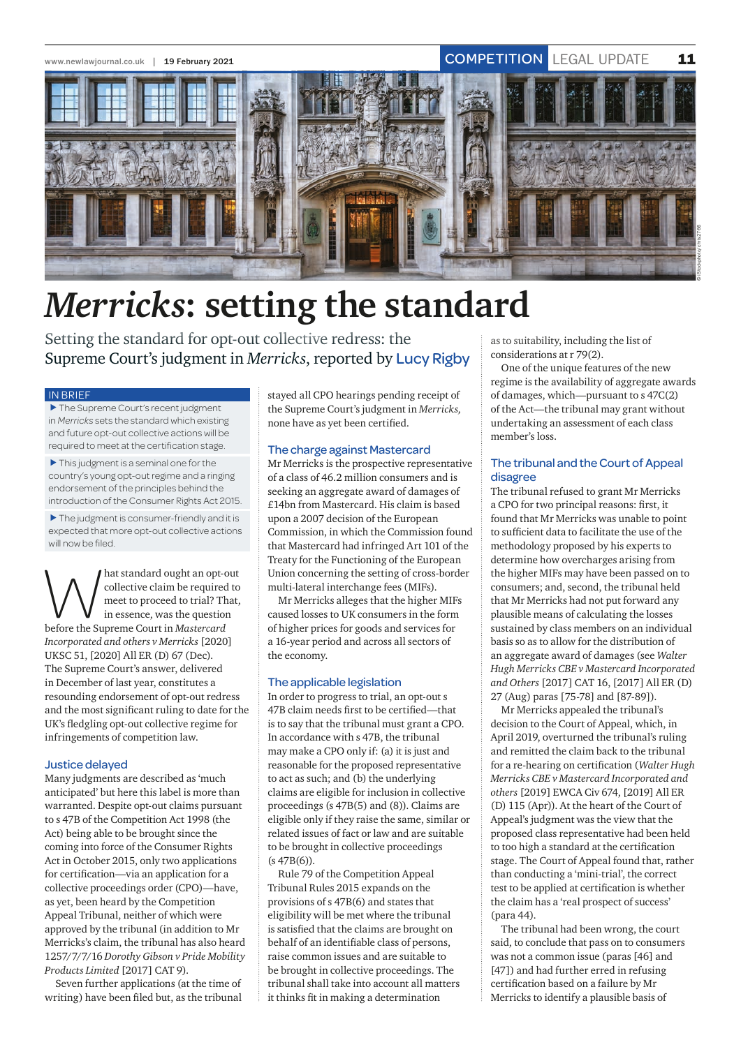# *Merricks*: setting the standard

Setting the standard for opt-out collective redress: the Supreme Court's judgment in *Merricks*, reported by Lucy Rigby

**IN BRIEF**

- The Supreme Court's recent judgment in *Merricks* sets the standard which existing and future opt-out collective actions will be required to meet at the certification stage.
- This judgment is a seminal one for the country's young opt-out regime and a ringing endorsement of the principles behind the introduction of the Consumer Rights Act 2015.
- The judgment is consumer-friendly and it is expected that more opt-out collective actions will now be filed.

What standard ought an opt-out collective claim be required to meet to proceed to trial? That, in essence, was the question before the Supreme Court in *Mastercard Incorporated and others v Merricks* [2020] UKSC 51, [2020] All ER (D) 67 (Dec). The Supreme Court's answer, delivered in December of last year, constitutes a resounding endorsement of opt-out redress and the most significant ruling to date for the UK's fledgling opt-out collective regime for infringements of competition law.

## Justice delayed

Many judgments are described as 'much anticipated' but here this label is more than warranted. Despite opt-out claims pursuant to s 47B of the Competition Act 1998 (the Act) being able to be brought since the coming into force of the Consumer Rights Act in October 2015, only two applications for certification—via an application for a collective proceedings order (CPO)—have, as yet, been heard by the Competition Appeal Tribunal, neither of which were approved by the tribunal (in addition to Mr Merricks's claim, the tribunal has also heard 1257/7/7/16 *Dorothy Gibson v Pride Mobility Products Limited* [2017] CAT 9).

Seven further applications (at the time of writing) have been filed but, as the tribunal stayed all CPO hearings pending receipt of the Supreme Court's judgment in *Merricks*, none have as yet been certified.

## The charge against Mastercard

Mr Merricks is the prospective representative of a class of 46.2 million consumers and is seeking an aggregate award of damages of £14bn from Mastercard. His claim is based upon a 2007 decision of the European Commission, in which the Commission found that Mastercard had infringed Art 101 of the Treaty for the Functioning of the European Union concerning the setting of cross-border multi-lateral interchange fees (MIFs).

Mr Merricks alleges that the higher MIFs caused losses to UK consumers in the form of higher prices for goods and services for a 16-year period and across all sectors of the economy.

## The applicable legislation

In order to progress to trial, an opt-out s 47B claim needs first to be certified—that is to say that the tribunal must grant a CPO. In accordance with s 47B, the tribunal may make a CPO only if: (a) it is just and reasonable for the proposed representative to act as such; and (b) the underlying claims are eligible for inclusion in collective proceedings (s 47B(5) and (8)). Claims are eligible only if they raise the same, similar or related issues of fact or law and are suitable to be brought in collective proceedings (s 47B(6)).

Rule 79 of the Competition Appeal Tribunal Rules 2015 expands on the provisions of s 47B(6) and states that eligibility will be met where the tribunal is satisfied that the claims are brought on behalf of an identifiable class of persons, raise common issues and are suitable to be brought in collective proceedings. The tribunal shall take into account all matters it thinks fit in making a determination as to suitability, including the list of considerations at r 79(2).

One of the unique features of the new regime is the availability of aggregate awards of damages, which—pursuant to s 47C(2) of the Act—the tribunal may grant without undertaking an assessment of each class member's loss.

## The tribunal and the Court of Appeal disagree

The tribunal refused to grant Mr Merricks a CPO for two principal reasons: first, it found that Mr Merricks was unable to point to sufficient data to facilitate the use of the methodology proposed by his experts to determine how overcharges arising from the higher MIFs may have been passed on to consumers; and, second, the tribunal held that Mr Merricks had not put forward any plausible means of calculating the losses sustained by class members on an individual basis so as to allow for the distribution of an aggregate award of damages (see *Walter Hugh Merricks CBE v Mastercard Incorporated and Others* [2017] CAT 16, [2017] All ER (D) 27 (Aug) paras [75-78] and [87-89]).

Mr Merricks appealed the tribunal's decision to the Court of Appeal, which, in April 2019, overturned the tribunal's ruling and remitted the claim back to the tribunal for a re-hearing on certification (*Walter Hugh Merricks CBE v Mastercard Incorporated and others* [2019] EWCA Civ 674, [2019] All ER (D) 115 (Apr)). At the heart of the Court of Appeal's judgment was the view that the proposed class representative had been held to too high a standard at the certification stage. The Court of Appeal found that, rather than conducting a 'mini-trial', the correct test to be applied at certification is whether the claim has a 'real prospect of success' (para 44).

The tribunal had been wrong, the court said, to conclude that pass on to consumers was not a common issue (paras [46] and [47]) and had further erred in refusing certification based on a failure by Mr Merricks to identify a plausible basis of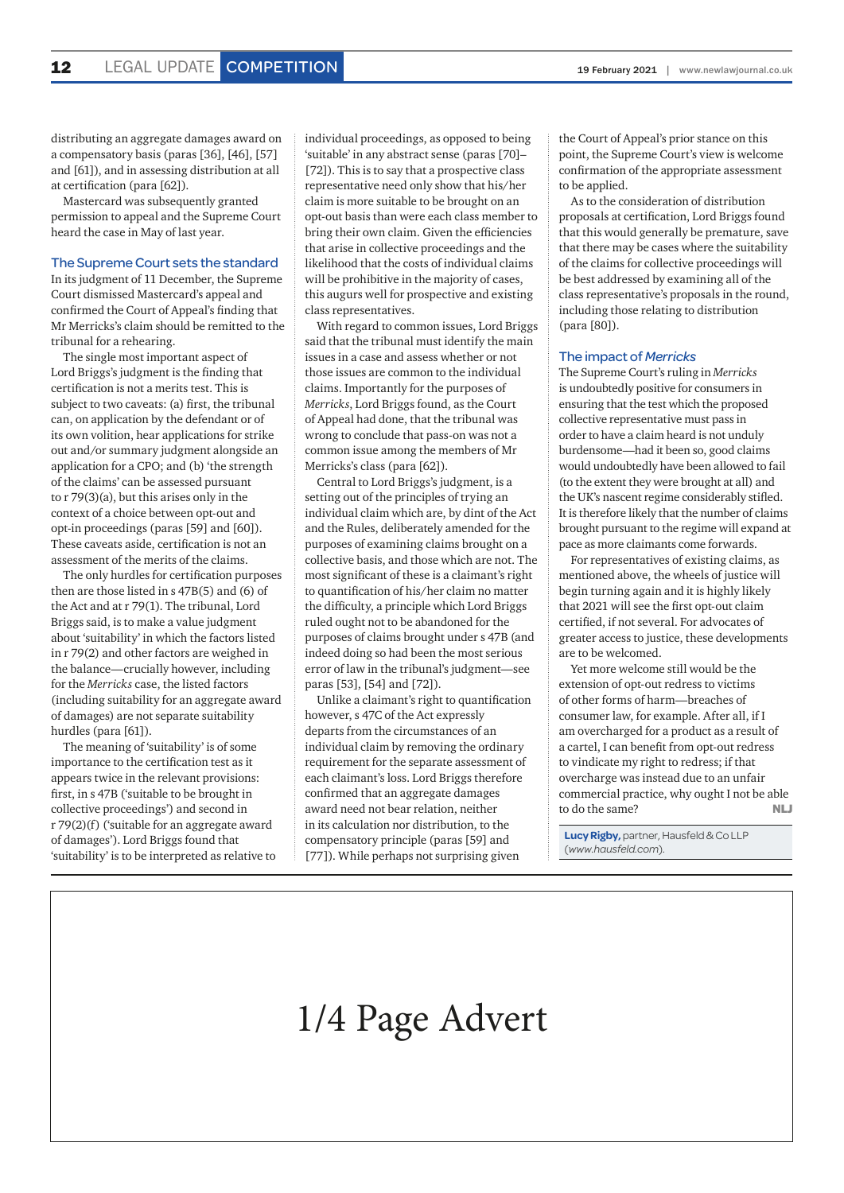distributing an aggregate damages award on a compensatory basis (paras [36], [46], [57] and [61]), and in assessing distribution at all at certification (para [62]).

Mastercard was subsequently granted permission to appeal and the Supreme Court heard the case in May of last year.

## The Supreme Court sets the standard

In its judgment of 11 December, the Supreme Court dismissed Mastercard's appeal and confirmed the Court of Appeal's finding that Mr Merricks's claim should be remitted to the tribunal for a rehearing.

The single most important aspect of Lord Briggs's judgment is the finding that certification is not a merits test. This is subject to two caveats: (a) first, the tribunal can, on application by the defendant or of its own volition, hear applications for strike out and/or summary judgment alongside an application for a CPO; and (b) 'the strength of the claims' can be assessed pursuant to r 79(3)(a), but this arises only in the context of a choice between opt-out and opt-in proceedings (paras [59] and [60]). These caveats aside, certification is not an assessment of the merits of the claims.

The only hurdles for certification purposes then are those listed in s 47B(5) and (6) of the Act and at r 79(1). The tribunal, Lord Briggs said, is to make a value judgment about 'suitability' in which the factors listed in r 79(2) and other factors are weighed in the balance—crucially however, including for the *Merricks* case, the listed factors (including suitability for an aggregate award of damages) are not separate suitability hurdles (para [61]).

The meaning of 'suitability' is of some importance to the certification test as it appears twice in the relevant provisions: first, in s 47B ('suitable to be brought in collective proceedings') and second in r 79(2)(f) ('suitable for an aggregate award of damages'). Lord Briggs found that 'suitability' is to be interpreted as relative to individual proceedings, as opposed to being 'suitable' in any abstract sense (paras [70]–[72]). This is to say that a prospective class representative need only show that his/her claim is more suitable to be brought on an opt-out basis than were each class member to bring their own claim. Given the efficiencies that arise in collective proceedings and the likelihood that the costs of individual claims will be prohibitive in the majority of cases, this augurs well for prospective and existing class representatives.

With regard to common issues, Lord Briggs said that the tribunal must identify the main issues in a case and assess whether or not those issues are common to the individual claims. Importantly for the purposes of *Merricks*, Lord Briggs found, as the Court of Appeal had done, that the tribunal was wrong to conclude that pass-on was not a common issue among the members of Mr Merricks's class (para [62]).

Central to Lord Briggs's judgment, is a setting out of the principles of trying an individual claim which are, by dint of the Act and the Rules, deliberately amended for the purposes of examining claims brought on a collective basis, and those which are not. The most significant of these is a claimant's right to quantification of his/her claim no matter the difficulty, a principle which Lord Briggs ruled ought not to be abandoned for the purposes of claims brought under s 47B (and indeed doing so had been the most serious error of law in the tribunal's judgment—see paras [53], [54] and [72]).

Unlike a claimant's right to quantification however, s 47C of the Act expressly departs from the circumstances of an individual claim by removing the ordinary requirement for the separate assessment of each claimant's loss. Lord Briggs therefore confirmed that an aggregate damages award need not bear relation, neither in its calculation nor distribution, to the compensatory principle (paras [59] and [77]). While perhaps not surprising given the Court of Appeal's prior stance on this point, the Supreme Court's view is welcome confirmation of the appropriate assessment to be applied.

As to the consideration of distribution proposals at certification, Lord Briggs found that this would generally be premature, save that there may be cases where the suitability of the claims for collective proceedings will be best addressed by examining all of the class representative's proposals in the round, including those relating to distribution (para [80]).

## The impact of *Merricks*

The Supreme Court's ruling in *Merricks* is undoubtedly positive for consumers in ensuring that the test which the proposed collective representative must pass in order to have a claim heard is not unduly burdensome—had it been so, good claims would undoubtedly have been allowed to fail (to the extent they were brought at all) and the UK's nascent regime considerably stifled. It is therefore likely that the number of claims brought pursuant to the regime will expand at pace as more claimants come forwards.

For representatives of existing claims, as mentioned above, the wheels of justice will begin turning again and it is highly likely that 2021 will see the first opt-out claim certified, if not several. For advocates of greater access to justice, these developments are to be welcomed.

Yet more welcome still would be the extension of opt-out redress to victims of other forms of harm—breaches of consumer law, for example. After all, if I am overcharged for a product as a result of a cartel, I can benefit from opt-out redress to vindicate my right to redress; if that overcharge was instead due to an unfair commercial practice, why ought I not be able to do the same? NLJ

**Lucy Rigby,** partner, Hausfeld & Co LLP (*www.hausfeld.com*).

1/4 Page Advert